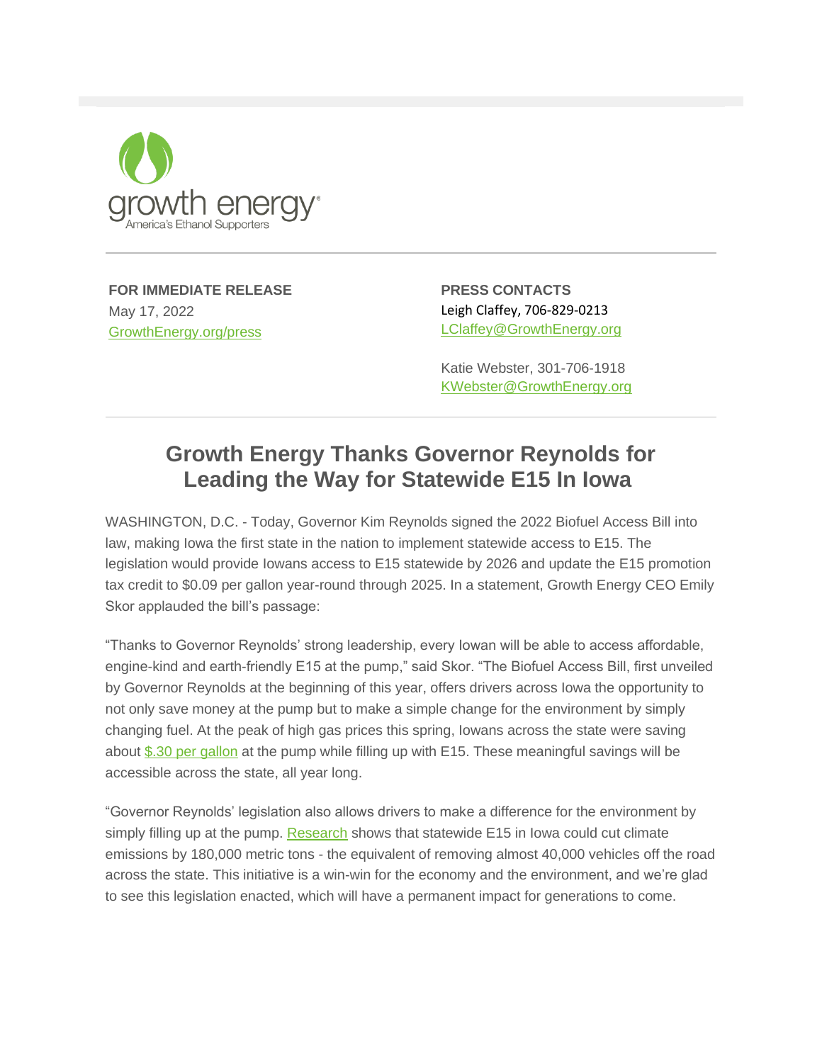growth energy
America's Ethanol Supporters

**FOR IMMEDIATE RELEASE**
May 17, 2022
GrowthEnergy.org/press

**PRESS CONTACTS**
Leigh Claffey, 706-829-0213
LClaffey@GrowthEnergy.org

Katie Webster, 301-706-1918
KWebster@GrowthEnergy.org

# Growth Energy Thanks Governor Reynolds for Leading the Way for Statewide E15 In Iowa

WASHINGTON, D.C. - Today, Governor Kim Reynolds signed the 2022 Biofuel Access Bill into law, making Iowa the first state in the nation to implement statewide access to E15. The legislation would provide Iowans access to E15 statewide by 2026 and update the E15 promotion tax credit to $0.09 per gallon year-round through 2025. In a statement, Growth Energy CEO Emily Skor applauded the bill's passage:

"Thanks to Governor Reynolds' strong leadership, every Iowan will be able to access affordable, engine-kind and earth-friendly E15 at the pump," said Skor. "The Biofuel Access Bill, first unveiled by Governor Reynolds at the beginning of this year, offers drivers across Iowa the opportunity to not only save money at the pump but to make a simple change for the environment by simply changing fuel. At the peak of high gas prices this spring, Iowans across the state were saving about $.30 per gallon at the pump while filling up with E15. These meaningful savings will be accessible across the state, all year long.

"Governor Reynolds' legislation also allows drivers to make a difference for the environment by simply filling up at the pump. Research shows that statewide E15 in Iowa could cut climate emissions by 180,000 metric tons - the equivalent of removing almost 40,000 vehicles off the road across the state. This initiative is a win-win for the economy and the environment, and we're glad to see this legislation enacted, which will have a permanent impact for generations to come.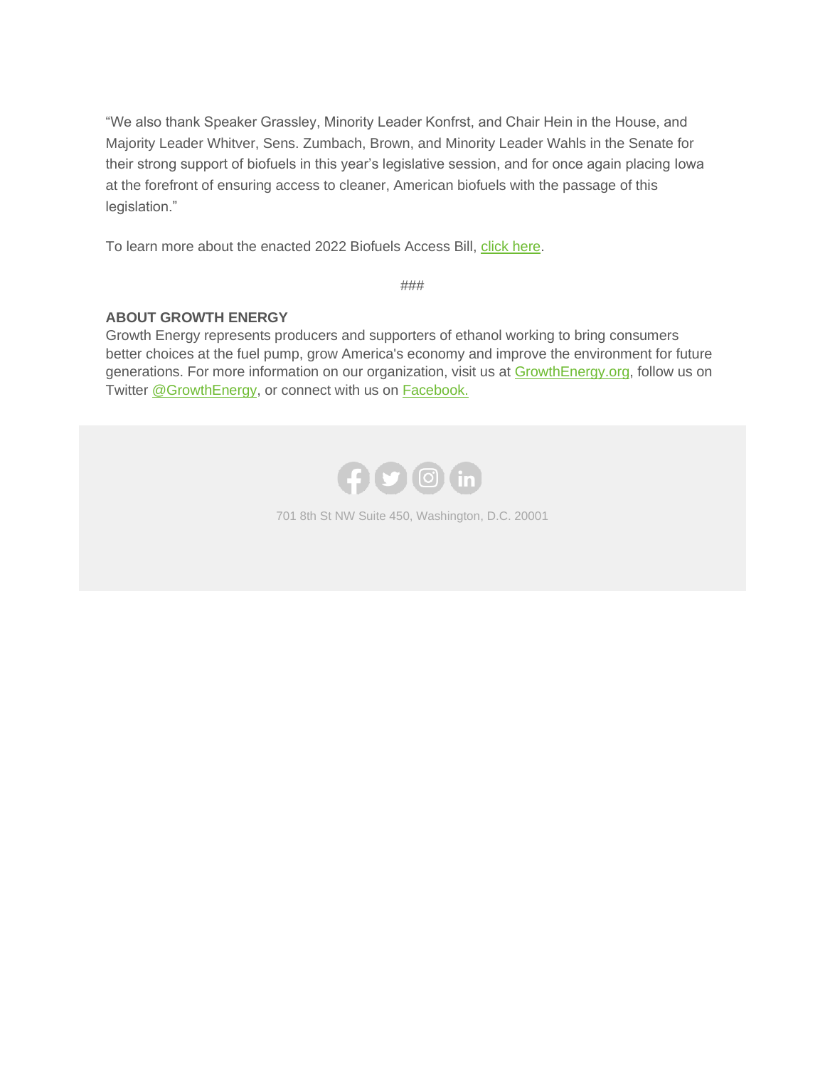"We also thank Speaker Grassley, Minority Leader Konfrst, and Chair Hein in the House, and Majority Leader Whitver, Sens. Zumbach, Brown, and Minority Leader Wahls in the Senate for their strong support of biofuels in this year's legislative session, and for once again placing Iowa at the forefront of ensuring access to cleaner, American biofuels with the passage of this legislation."

To learn more about the enacted 2022 Biofuels Access Bill, click here.

###

**ABOUT GROWTH ENERGY**
Growth Energy represents producers and supporters of ethanol working to bring consumers better choices at the fuel pump, grow America's economy and improve the environment for future generations. For more information on our organization, visit us at GrowthEnergy.org, follow us on Twitter @GrowthEnergy, or connect with us on Facebook.

701 8th St NW Suite 450, Washington, D.C. 20001